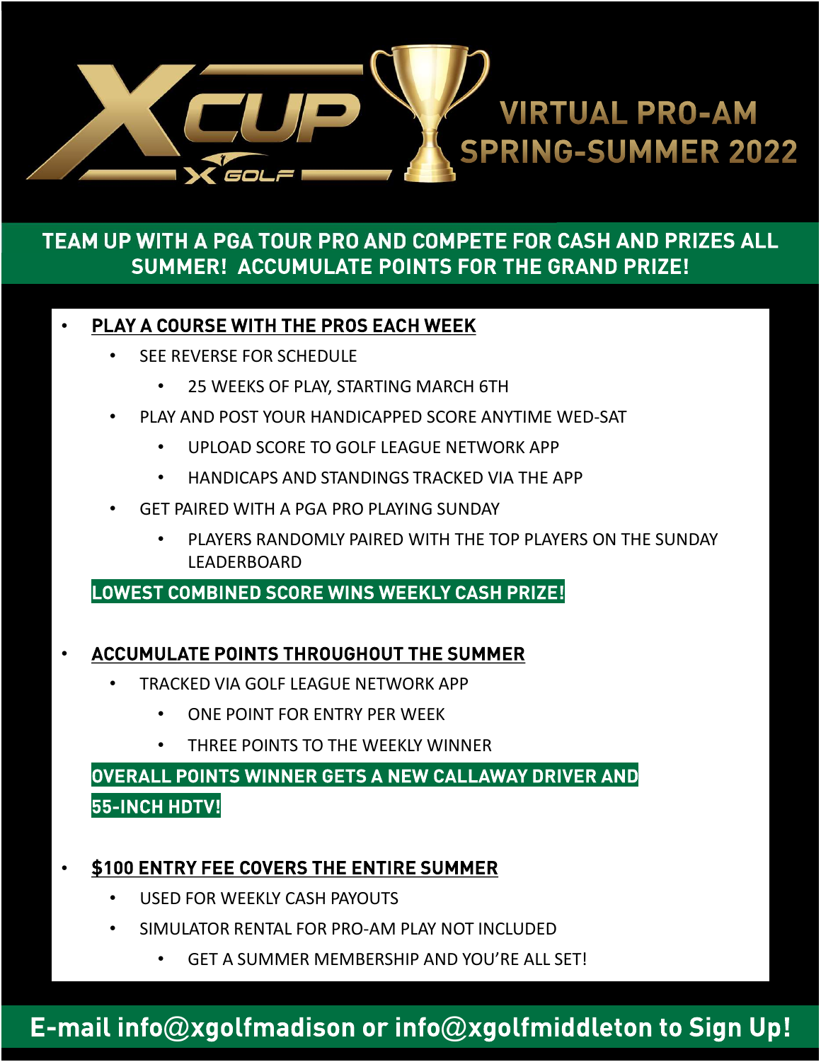# X CUP

X GOLF

## VIRTUAL PRO-AM SPRING-SUMMER 2022

**TEAM UP WITH A PGA TOUR PRO AND COMPETE FOR CASH AND PRIZES ALL SUMMER! ACCUMULATE POINTS FOR THE GRAND PRIZE!**

- **PLAY A COURSE WITH THE PROS EACH WEEK**
  - SEE REVERSE FOR SCHEDULE
    - 25 WEEKS OF PLAY, STARTING MARCH 6TH
  - PLAY AND POST YOUR HANDICAPPED SCORE ANYTIME WED-SAT
    - UPLOAD SCORE TO GOLF LEAGUE NETWORK APP
    - HANDICAPS AND STANDINGS TRACKED VIA THE APP
  - GET PAIRED WITH A PGA PRO PLAYING SUNDAY
    - PLAYERS RANDOMLY PAIRED WITH THE TOP PLAYERS ON THE SUNDAY LEADERBOARD

**LOWEST COMBINED SCORE WINS WEEKLY CASH PRIZE!**

- **ACCUMULATE POINTS THROUGHOUT THE SUMMER**
  - TRACKED VIA GOLF LEAGUE NETWORK APP
    - ONE POINT FOR ENTRY PER WEEK
    - THREE POINTS TO THE WEEKLY WINNER

**OVERALL POINTS WINNER GETS A NEW CALLAWAY DRIVER AND 55-INCH HDTV!**

- **$100 ENTRY FEE COVERS THE ENTIRE SUMMER**
  - USED FOR WEEKLY CASH PAYOUTS
  - SIMULATOR RENTAL FOR PRO-AM PLAY NOT INCLUDED
    - GET A SUMMER MEMBERSHIP AND YOU'RE ALL SET!

**E-mail info@xgolfmadison or info@xgolfmiddleton to Sign Up!**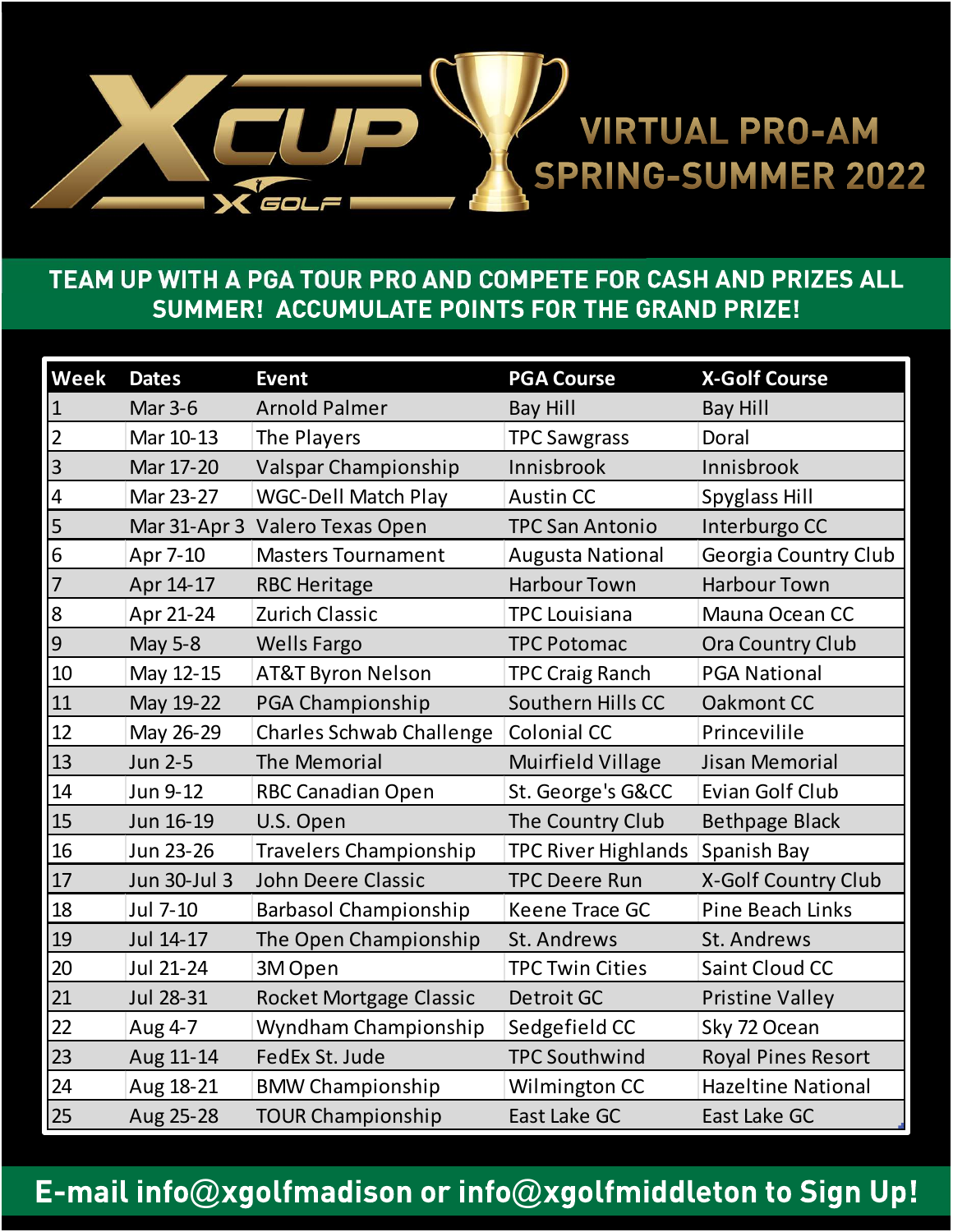# X CUP

X GOLF

## VIRTUAL PRO-AM SPRING-SUMMER 2022

**TEAM UP WITH A PGA TOUR PRO AND COMPETE FOR CASH AND PRIZES ALL SUMMER! ACCUMULATE POINTS FOR THE GRAND PRIZE!**

| Week | Dates | Event | PGA Course | X-Golf Course |
|---|---|---|---|---|
| 1 | Mar 3-6 | Arnold Palmer | Bay Hill | Bay Hill |
| 2 | Mar 10-13 | The Players | TPC Sawgrass | Doral |
| 3 | Mar 17-20 | Valspar Championship | Innisbrook | Innisbrook |
| 4 | Mar 23-27 | WGC-Dell Match Play | Austin CC | Spyglass Hill |
| 5 | Mar 31-Apr 3 | Valero Texas Open | TPC San Antonio | Interburgo CC |
| 6 | Apr 7-10 | Masters Tournament | Augusta National | Georgia Country Club |
| 7 | Apr 14-17 | RBC Heritage | Harbour Town | Harbour Town |
| 8 | Apr 21-24 | Zurich Classic | TPC Louisiana | Mauna Ocean CC |
| 9 | May 5-8 | Wells Fargo | TPC Potomac | Ora Country Club |
| 10 | May 12-15 | AT&T Byron Nelson | TPC Craig Ranch | PGA National |
| 11 | May 19-22 | PGA Championship | Southern Hills CC | Oakmont CC |
| 12 | May 26-29 | Charles Schwab Challenge | Colonial CC | Princevilile |
| 13 | Jun 2-5 | The Memorial | Muirfield Village | Jisan Memorial |
| 14 | Jun 9-12 | RBC Canadian Open | St. George's G&CC | Evian Golf Club |
| 15 | Jun 16-19 | U.S. Open | The Country Club | Bethpage Black |
| 16 | Jun 23-26 | Travelers Championship | TPC River Highlands | Spanish Bay |
| 17 | Jun 30-Jul 3 | John Deere Classic | TPC Deere Run | X-Golf Country Club |
| 18 | Jul 7-10 | Barbasol Championship | Keene Trace GC | Pine Beach Links |
| 19 | Jul 14-17 | The Open Championship | St. Andrews | St. Andrews |
| 20 | Jul 21-24 | 3M Open | TPC Twin Cities | Saint Cloud CC |
| 21 | Jul 28-31 | Rocket Mortgage Classic | Detroit GC | Pristine Valley |
| 22 | Aug 4-7 | Wyndham Championship | Sedgefield CC | Sky 72 Ocean |
| 23 | Aug 11-14 | FedEx St. Jude | TPC Southwind | Royal Pines Resort |
| 24 | Aug 18-21 | BMW Championship | Wilmington CC | Hazeltine National |
| 25 | Aug 25-28 | TOUR Championship | East Lake GC | East Lake GC |

**E-mail info@xgolfmadison or info@xgolfmiddleton to Sign Up!**